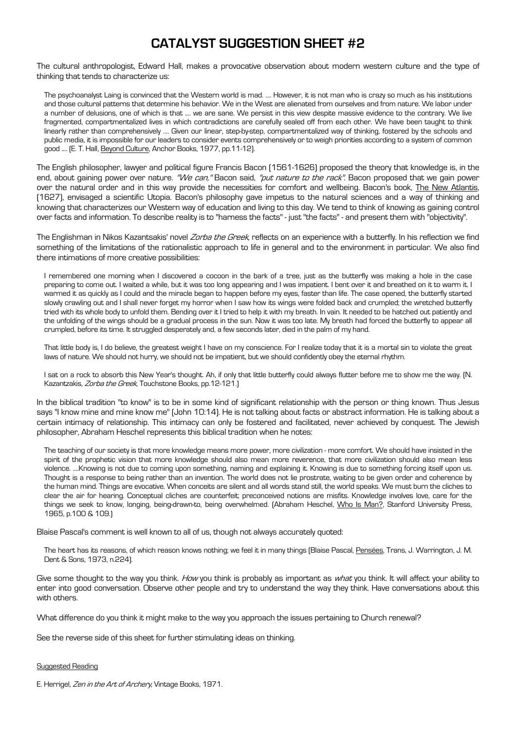# CATALYST SUGGESTION SHEET #2

The cultural anthropologist, Edward Hall, makes a provocative observation about modern western culture and the type of thinking that tends to characterize us:

> The psychoanalyst Laing is convinced that the Western world is mad. .... However, it is not man who is crazy so much as his institutions and those cultural patterns that determine his behavior. We in the West are alienated from ourselves and from nature. We labor under a number of delusions, one of which is that .... we are sane. We persist in this view despite massive evidence to the contrary. We live fragmented, compartmentalized lives in which contradictions are carefully sealed off from each other. We have been taught to think linearly rather than comprehensively .... Given our linear, step-by-step, compartmentalized way of thinking, fostered by the schools and public media, it is impossible for our leaders to consider events comprehensively or to weigh priorities according to a system of common good .... (E. T. Hall, Beyond Culture, Anchor Books, 1977, pp.11-12).

The English philosopher, lawyer and political figure Francis Bacon (1561-1626) proposed the theory that knowledge is, in the end, about gaining power over nature. *"We can,"* Bacon said, *"put nature to the rack"*. Bacon proposed that we gain power over the natural order and in this way provide the necessities for comfort and wellbeing. Bacon's book, The New Atlantis, (1627), envisaged a scientific Utopia. Bacon's philosophy gave impetus to the natural sciences and a way of thinking and knowing that characterizes our Western way of education and living to this day. We tend to think of knowing as gaining control over facts and information. To describe reality is to "harness the facts" - just "the facts" - and present them with "objectivity".

The Englishman in Nikos Kazantsakis' novel *Zorba the Greek*, reflects on an experience with a butterfly. In his reflection we find something of the limitations of the rationalistic approach to life in general and to the environment in particular. We also find there intimations of more creative possibilities:

> I remembered one morning when I discovered a cocoon in the bark of a tree, just as the butterfly was making a hole in the case preparing to come out. I waited a while, but it was too long appearing and I was impatient. I bent over it and breathed on it to warm it. I warmed it as quickly as I could and the miracle began to happen before my eyes, faster than life. The case opened, the butterfly started slowly crawling out and I shall never forget my horror when I saw how its wings were folded back and crumpled; the wretched butterfly tried with its whole body to unfold them. Bending over it I tried to help it with my breath. In vain. It needed to be hatched out patiently and the unfolding of the wings should be a gradual process in the sun. Now it was too late. My breath had forced the butterfly to appear all crumpled, before its time. It struggled desperately and, a few seconds later, died in the palm of my hand.
>
> That little body is, I do believe, the greatest weight I have on my conscience. For I realize today that it is a mortal sin to violate the great laws of nature. We should not hurry, we should not be impatient, but we should confidently obey the eternal rhythm.
>
> I sat on a rock to absorb this New Year's thought. Ah, if only that little butterfly could always flutter before me to show me the way. (N. Kazantzakis, *Zorba the Greek*, Touchstone Books, pp.12-121.)

In the biblical tradition "to know" is to be in some kind of significant relationship with the person or thing known. Thus Jesus says "I know mine and mine know me" (John 10:14). He is not talking about facts or abstract information. He is talking about a certain intimacy of relationship. This intimacy can only be fostered and facilitated, never achieved by conquest. The Jewish philosopher, Abraham Heschel represents this biblical tradition when he notes:

> The teaching of our society is that more knowledge means more power, more civilization - more comfort. We should have insisted in the spirit of the prophetic vision that more knowledge should also mean more reverence, that more civilization should also mean less violence. ....Knowing is not due to coming upon something, naming and explaining it. Knowing is due to something forcing itself upon us. Thought is a response to being rather than an invention. The world does not lie prostrate, waiting to be given order and coherence by the human mind. Things are evocative. When conceits are silent and all words stand still, the world speaks. We must burn the cliches to clear the air for hearing. Conceptual cliches are counterfeit; preconceived notions are misfits. Knowledge involves love, care for the things we seek to know, longing, being-drawn-to, being overwhelmed. (Abraham Heschel, Who Is Man?, Stanford University Press, 1965, p.100 & 109.)

Blaise Pascal's comment is well known to all of us, though not always accurately quoted:

> The heart has its reasons, of which reason knows nothing; we feel it in many things (Blaise Pascal, Pensées, Trans, J. Warrington, J. M. Dent & Sons, 1973, n.224).

Give some thought to the way you think. *How* you think is probably as important as *what* you think. It will affect your ability to enter into good conversation. Observe other people and try to understand the way they think. Have conversations about this with others.

What difference do you think it might make to the way you approach the issues pertaining to Church renewal?

See the reverse side of this sheet for further stimulating ideas on thinking.

Suggested Reading

E. Herrigel, *Zen in the Art of Archery*, Vintage Books, 1971.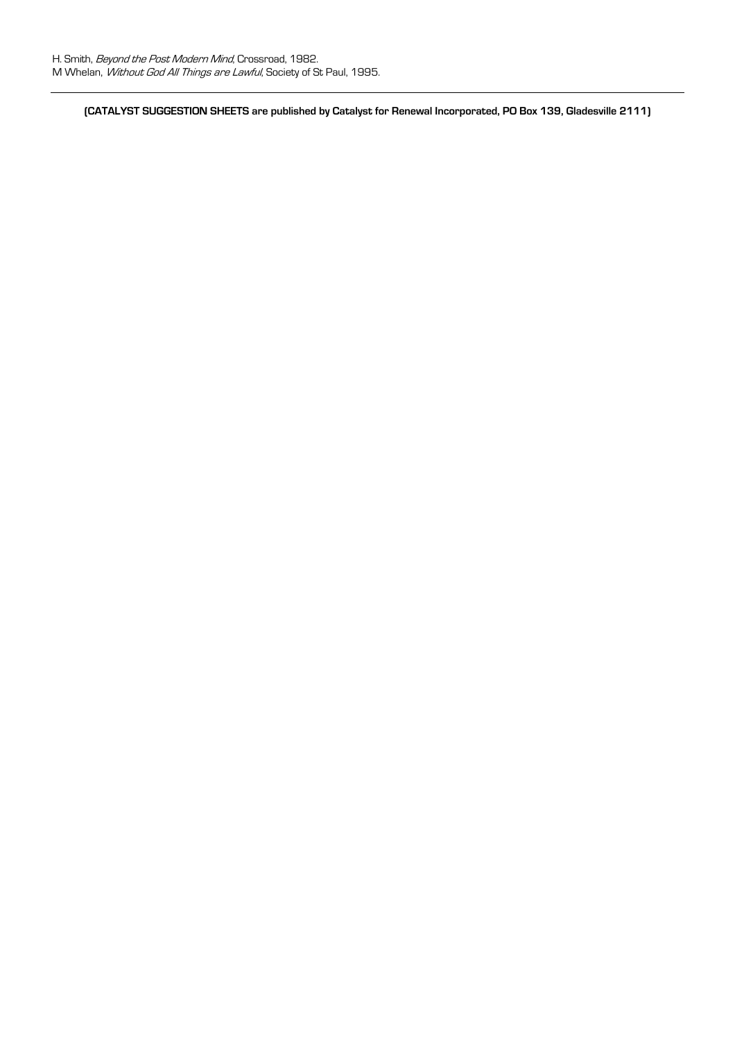H. Smith, *Beyond the Post Modern Mind*, Crossroad, 1982.
M Whelan, *Without God All Things are Lawful*, Society of St Paul, 1995.

---

**(CATALYST SUGGESTION SHEETS are published by Catalyst for Renewal Incorporated, PO Box 139, Gladesville 2111)**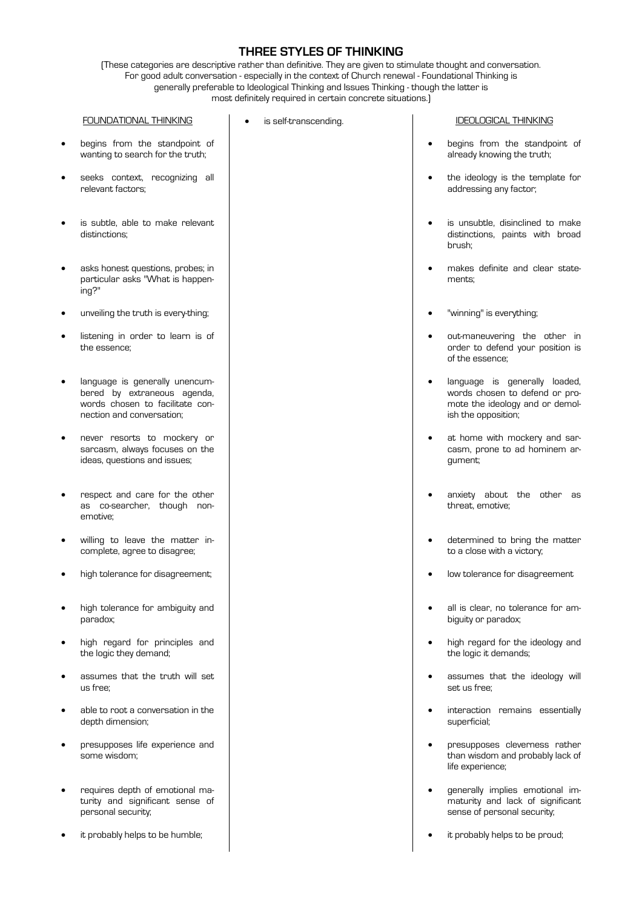# THREE STYLES OF THINKING

(These categories are descriptive rather than definitive. They are given to stimulate thought and conversation. For good adult conversation - especially in the context of Church renewal - Foundational Thinking is generally preferable to Ideological Thinking and Issues Thinking - though the latter is most definitely required in certain concrete situations.)

FOUNDATIONAL THINKING

- begins from the standpoint of wanting to search for the truth;
- seeks context, recognizing all relevant factors;
- is subtle, able to make relevant distinctions;
- asks honest questions, probes; in particular asks "What is happening?"
- unveiling the truth is every-thing;
- listening in order to learn is of the essence;
- language is generally unencumbered by extraneous agenda, words chosen to facilitate connection and conversation;
- never resorts to mockery or sarcasm, always focuses on the ideas, questions and issues;
- respect and care for the other as co-searcher, though non-emotive;
- willing to leave the matter incomplete, agree to disagree;
- high tolerance for disagreement;
- high tolerance for ambiguity and paradox;
- high regard for principles and the logic they demand;
- assumes that the truth will set us free;
- able to root a conversation in the depth dimension;
- presupposes life experience and some wisdom;
- requires depth of emotional maturity and significant sense of personal security;
- it probably helps to be humble;
- is self-transcending.

IDEOLOGICAL THINKING

- begins from the standpoint of already knowing the truth;
- the ideology is the template for addressing any factor;
- is unsubtle, disinclined to make distinctions, paints with broad brush;
- makes definite and clear statements;
- "winning" is everything;
- out-maneuvering the other in order to defend your position is of the essence;
- language is generally loaded, words chosen to defend or promote the ideology and or demolish the opposition;
- at home with mockery and sarcasm, prone to ad hominem argument;
- anxiety about the other as threat, emotive;
- determined to bring the matter to a close with a victory;
- low tolerance for disagreement
- all is clear, no tolerance for ambiguity or paradox;
- high regard for the ideology and the logic it demands;
- assumes that the ideology will set us free;
- interaction remains essentially superficial;
- presupposes cleverness rather than wisdom and probably lack of life experience;
- generally implies emotional immaturity and lack of significant sense of personal security;
- it probably helps to be proud;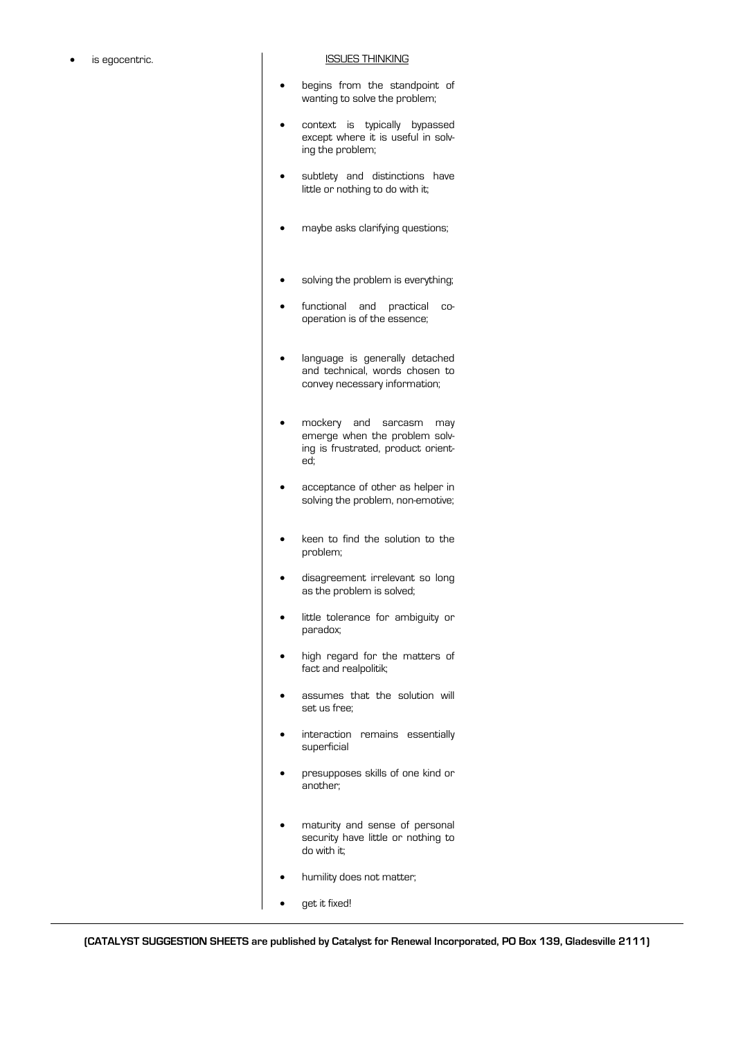- is egocentric.

ISSUES THINKING

- begins from the standpoint of wanting to solve the problem;
- context is typically bypassed except where it is useful in solving the problem;
- subtlety and distinctions have little or nothing to do with it;
- maybe asks clarifying questions;
- solving the problem is everything;
- functional and practical co-operation is of the essence;
- language is generally detached and technical, words chosen to convey necessary information;
- mockery and sarcasm may emerge when the problem solving is frustrated, product oriented;
- acceptance of other as helper in solving the problem, non-emotive;
- keen to find the solution to the problem;
- disagreement irrelevant so long as the problem is solved;
- little tolerance for ambiguity or paradox;
- high regard for the matters of fact and realpolitik;
- assumes that the solution will set us free;
- interaction remains essentially superficial
- presupposes skills of one kind or another;
- maturity and sense of personal security have little or nothing to do with it;
- humility does not matter;
- get it fixed!

**(CATALYST SUGGESTION SHEETS are published by Catalyst for Renewal Incorporated, PO Box 139, Gladesville 2111)**